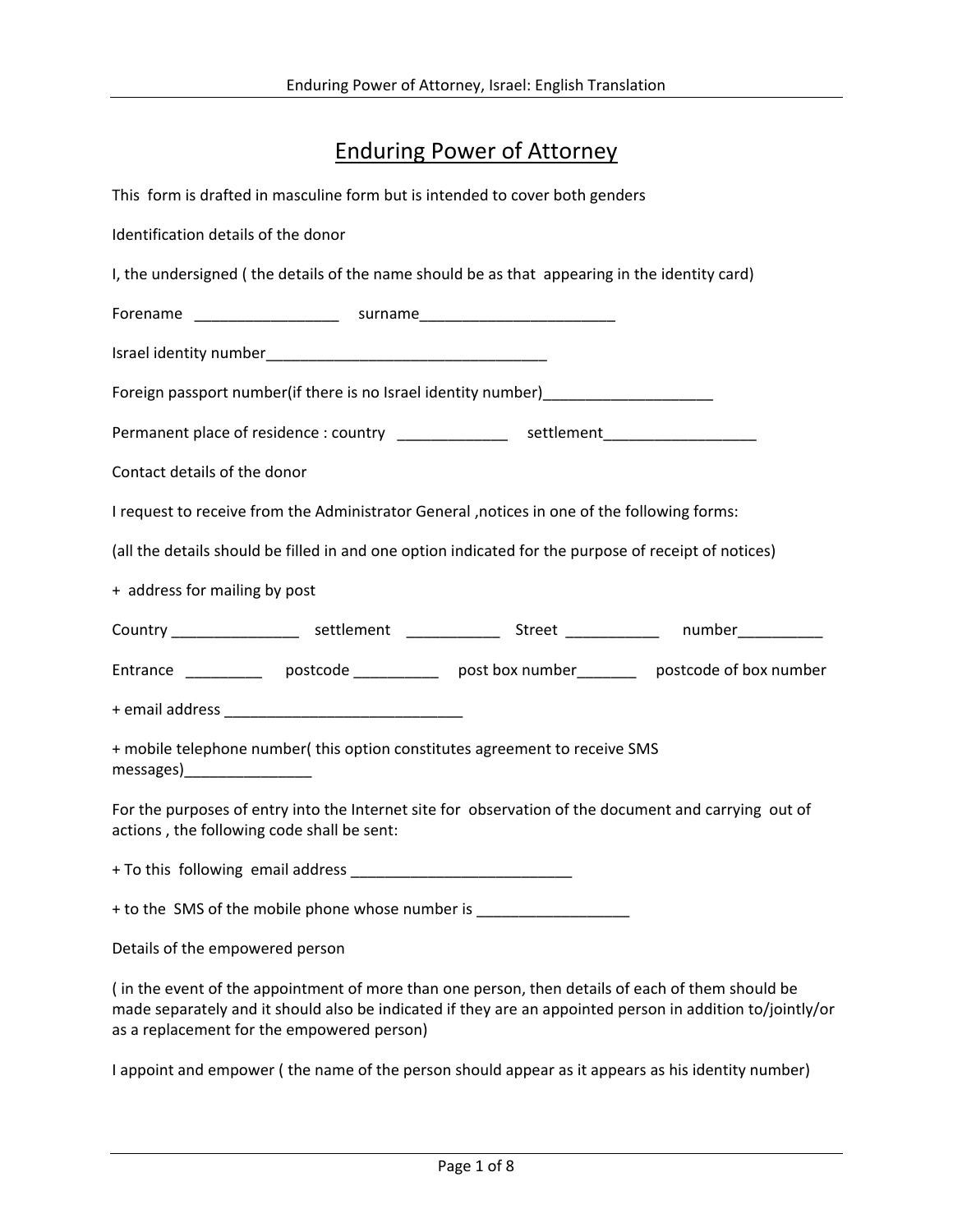# Enduring Power of Attorney

This form is drafted in masculine form but is intended to cover both genders

Identification details of the donor

I, the undersigned ( the details of the name should be as that appearing in the identity card)

Forename _________________ surname_______________________

Israel identity number_________________________________

Foreign passport number(if there is no Israel identity number)____________________

Permanent place of residence : country _____________ settlement__________________

Contact details of the donor

I request to receive from the Administrator General ,notices in one of the following forms:

(all the details should be filled in and one option indicated for the purpose of receipt of notices)

+ address for mailing by post

Country _______________ settlement ___________ Street ___________ number__________

Entrance _________ postcode __________ post box number_______ postcode of box number

+ email address ____________________________

+ mobile telephone number( this option constitutes agreement to receive SMS messages)_______________

For the purposes of entry into the Internet site for observation of the document and carrying out of actions , the following code shall be sent:

+ To this following email address __________________________

+ to the SMS of the mobile phone whose number is __________________

Details of the empowered person

( in the event of the appointment of more than one person, then details of each of them should be made separately and it should also be indicated if they are an appointed person in addition to/jointly/or as a replacement for the empowered person)

I appoint and empower ( the name of the person should appear as it appears as his identity number)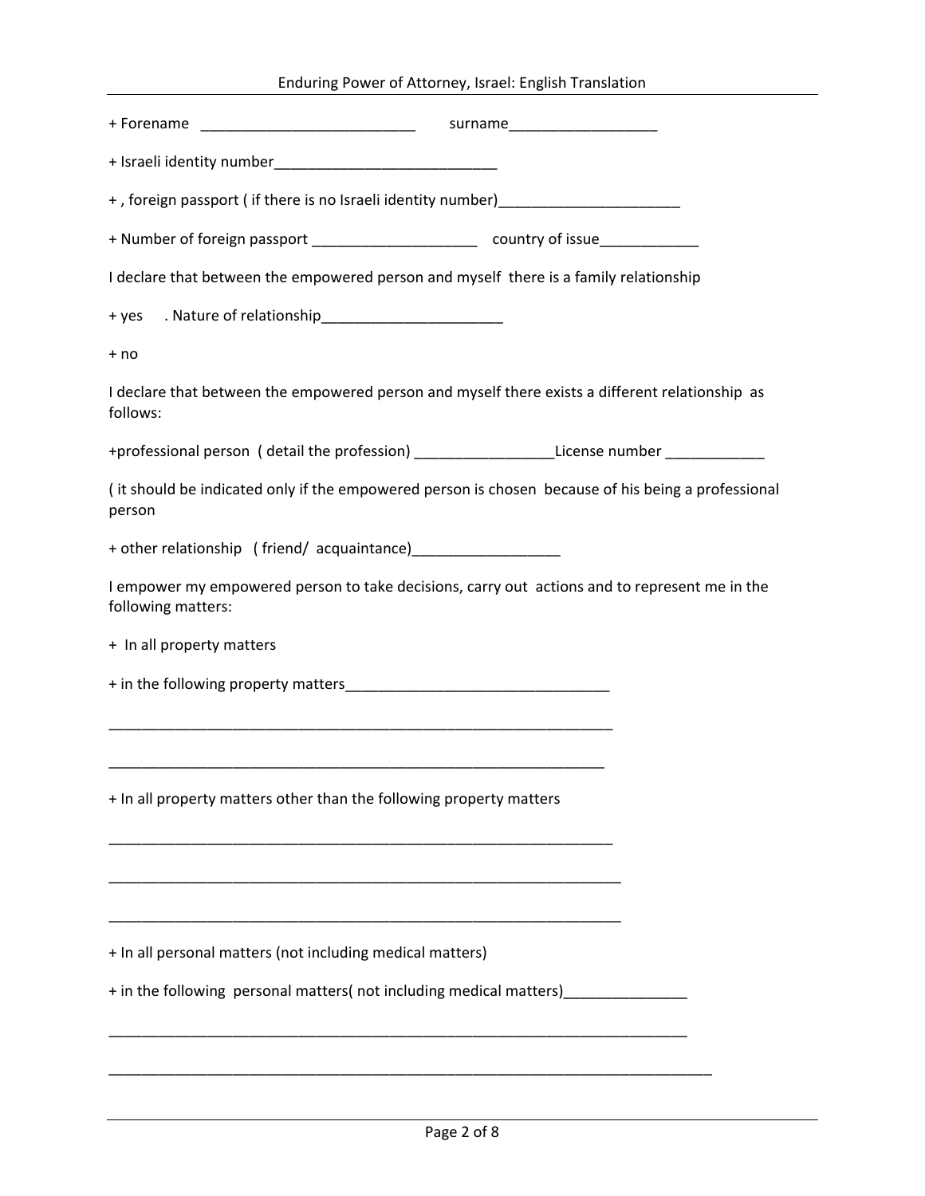+ Forename __________________________ surname__________________

+ Israeli identity number___________________________

+ , foreign passport ( if there is no Israeli identity number)______________________

+ Number of foreign passport ____________________ country of issue____________

I declare that between the empowered person and myself there is a family relationship

+ yes . Nature of relationship______________________

+ no

I declare that between the empowered person and myself there exists a different relationship as follows:

+professional person ( detail the profession) _________________License number ____________

( it should be indicated only if the empowered person is chosen because of his being a professional person

+ other relationship ( friend/ acquaintance)__________________

I empower my empowered person to take decisions, carry out actions and to represent me in the following matters:

+ In all property matters

+ in the following property matters________________________________

_______________________________________________________________

______________________________________________________________

+ In all property matters other than the following property matters

_______________________________________________________________

________________________________________________________________

________________________________________________________________

+ In all personal matters (not including medical matters)

+ in the following personal matters( not including medical matters)_______________

________________________________________________________________________

___________________________________________________________________________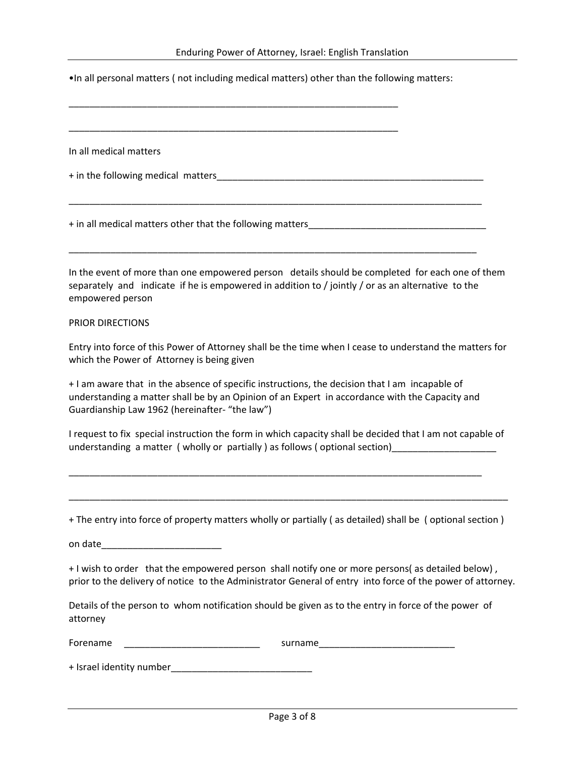•In all personal matters ( not including medical matters) other than the following matters:

___________________________________________________________________

___________________________________________________________________

In all medical matters

+ in the following medical matters_______________________________________________________

_____________________________________________________________________________________

+ in all medical matters other that the following matters___________________________________

____________________________________________________________________________________

In the event of more than one empowered person details should be completed for each one of them separately and indicate if he is empowered in addition to / jointly / or as an alternative to the empowered person

PRIOR DIRECTIONS

Entry into force of this Power of Attorney shall be the time when I cease to understand the matters for which the Power of Attorney is being given

+ I am aware that in the absence of specific instructions, the decision that I am incapable of understanding a matter shall be by an Opinion of an Expert in accordance with the Capacity and Guardianship Law 1962 (hereinafter- "the law")

I request to fix special instruction the form in which capacity shall be decided that I am not capable of understanding a matter ( wholly or partially ) as follows ( optional section)____________________

_____________________________________________________________________________________

___________________________________________________________________________________________

+ The entry into force of property matters wholly or partially ( as detailed) shall be ( optional section )

on date________________________

+ I wish to order that the empowered person shall notify one or more persons( as detailed below) , prior to the delivery of notice to the Administrator General of entry into force of the power of attorney.

Details of the person to whom notification should be given as to the entry in force of the power of attorney

Forename ___________________________ surname___________________________

+ Israel identity number____________________________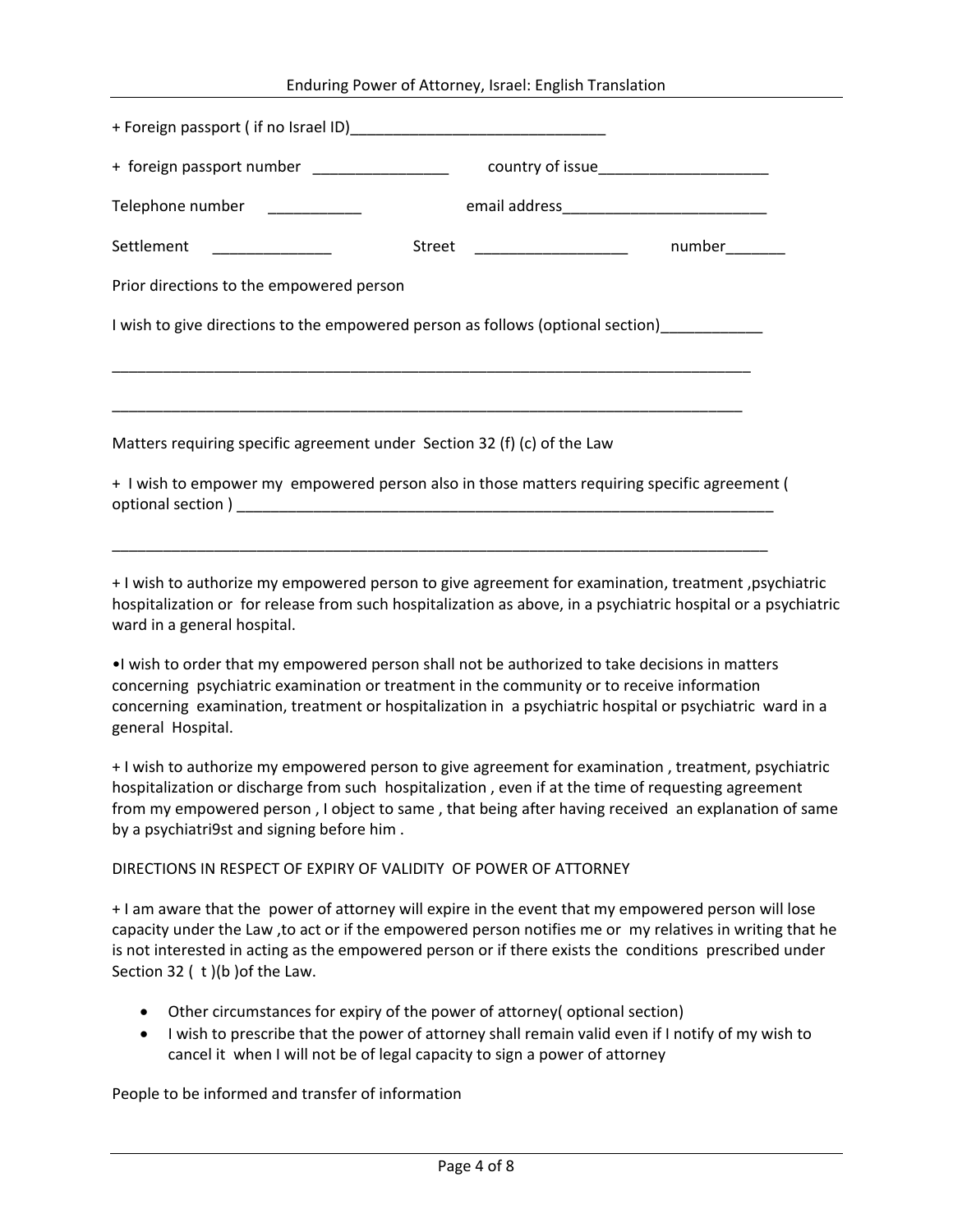+ Foreign passport ( if no Israel ID)______________________________

+ foreign passport number ________________ country of issue____________________

Telephone number ___________ email address________________________

Settlement ______________ Street __________________ number_______

Prior directions to the empowered person

I wish to give directions to the empowered person as follows (optional section)____________

_____________________________________________________________________________

_____________________________________________________________________________

Matters requiring specific agreement under Section 32 (f) (c) of the Law

+ I wish to empower my empowered person also in those matters requiring specific agreement ( optional section ) _________________________________________________________________

_____________________________________________________________________________

+ I wish to authorize my empowered person to give agreement for examination, treatment ,psychiatric hospitalization or for release from such hospitalization as above, in a psychiatric hospital or a psychiatric ward in a general hospital.

•I wish to order that my empowered person shall not be authorized to take decisions in matters concerning psychiatric examination or treatment in the community or to receive information concerning examination, treatment or hospitalization in a psychiatric hospital or psychiatric ward in a general Hospital.

+ I wish to authorize my empowered person to give agreement for examination , treatment, psychiatric hospitalization or discharge from such hospitalization , even if at the time of requesting agreement from my empowered person , I object to same , that being after having received an explanation of same by a psychiatri9st and signing before him .

DIRECTIONS IN RESPECT OF EXPIRY OF VALIDITY OF POWER OF ATTORNEY

+ I am aware that the power of attorney will expire in the event that my empowered person will lose capacity under the Law ,to act or if the empowered person notifies me or my relatives in writing that he is not interested in acting as the empowered person or if there exists the conditions prescribed under Section 32 ( t )(b )of the Law.

- Other circumstances for expiry of the power of attorney( optional section)
- I wish to prescribe that the power of attorney shall remain valid even if I notify of my wish to cancel it when I will not be of legal capacity to sign a power of attorney

People to be informed and transfer of information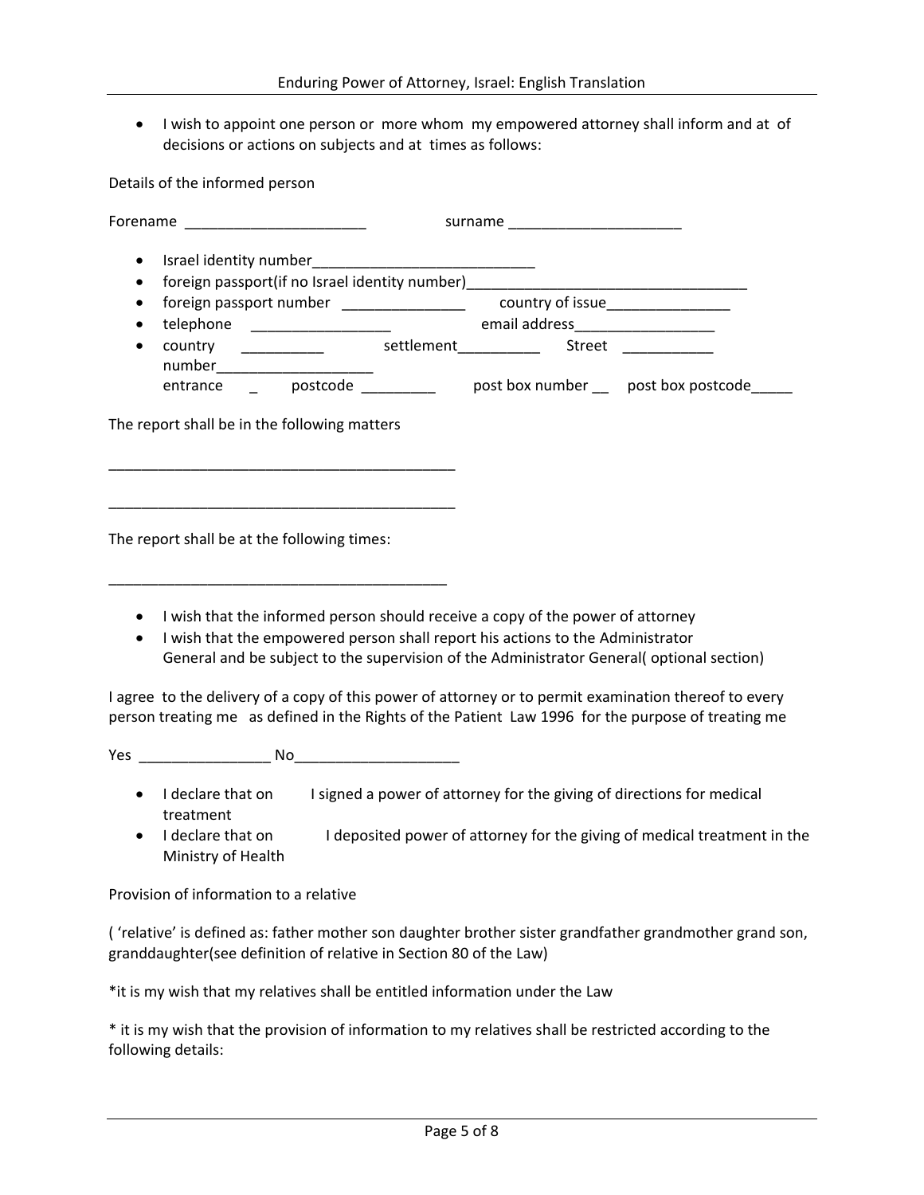- I wish to appoint one person or more whom my empowered attorney shall inform and at of decisions or actions on subjects and at times as follows:

Details of the informed person

Forename ______________________ surname _____________________

- Israel identity number___________________________
- foreign passport(if no Israel identity number)__________________________________
- foreign passport number _______________ country of issue_______________
- telephone _________________ email address_________________
- country __________ settlement__________ Street ___________ number___________________
  entrance _ postcode _________ post box number __ post box postcode_____

The report shall be in the following matters

___________________________________________

___________________________________________

The report shall be at the following times:

__________________________________________

- I wish that the informed person should receive a copy of the power of attorney
- I wish that the empowered person shall report his actions to the Administrator General and be subject to the supervision of the Administrator General( optional section)

I agree to the delivery of a copy of this power of attorney or to permit examination thereof to every person treating me as defined in the Rights of the Patient Law 1996 for the purpose of treating me

Yes ________________ No____________________

- I declare that on I signed a power of attorney for the giving of directions for medical treatment
- I declare that on I deposited power of attorney for the giving of medical treatment in the Ministry of Health

Provision of information to a relative

( 'relative' is defined as: father mother son daughter brother sister grandfather grandmother grand son, granddaughter(see definition of relative in Section 80 of the Law)

*it is my wish that my relatives shall be entitled information under the Law

* it is my wish that the provision of information to my relatives shall be restricted according to the following details: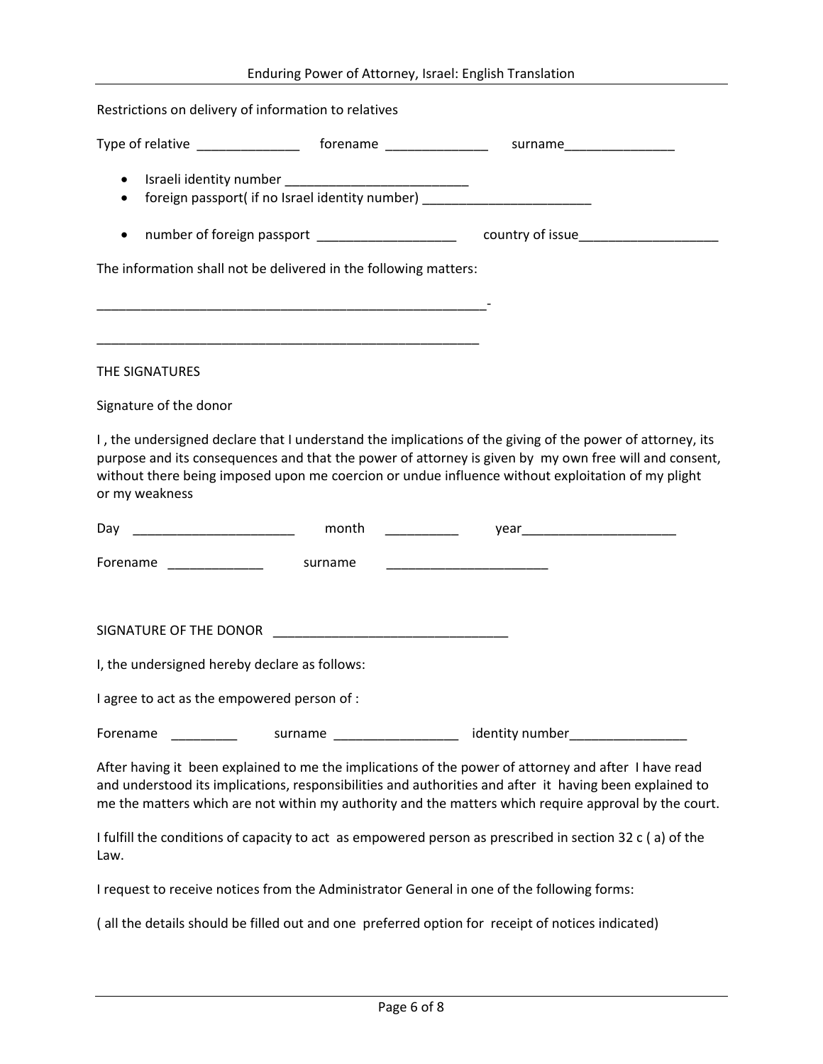Restrictions on delivery of information to relatives

Type of relative ______________ forename ______________ surname_______________

- Israeli identity number _________________________
- foreign passport( if no Israel identity number) _______________________
- number of foreign passport ___________________ country of issue___________________

The information shall not be delivered in the following matters:

______________________________________________________-

______________________________________________________

THE SIGNATURES

Signature of the donor

I , the undersigned declare that I understand the implications of the giving of the power of attorney, its purpose and its consequences and that the power of attorney is given by my own free will and consent, without there being imposed upon me coercion or undue influence without exploitation of my plight or my weakness

Day ______________________ month __________ year_____________________

Forename _____________ surname ______________________

SIGNATURE OF THE DONOR _________________________________

I, the undersigned hereby declare as follows:

I agree to act as the empowered person of :

Forename _________ surname _________________ identity number________________

After having it been explained to me the implications of the power of attorney and after I have read and understood its implications, responsibilities and authorities and after it having been explained to me the matters which are not within my authority and the matters which require approval by the court.

I fulfill the conditions of capacity to act as empowered person as prescribed in section 32 c ( a) of the Law.

I request to receive notices from the Administrator General in one of the following forms:

( all the details should be filled out and one preferred option for receipt of notices indicated)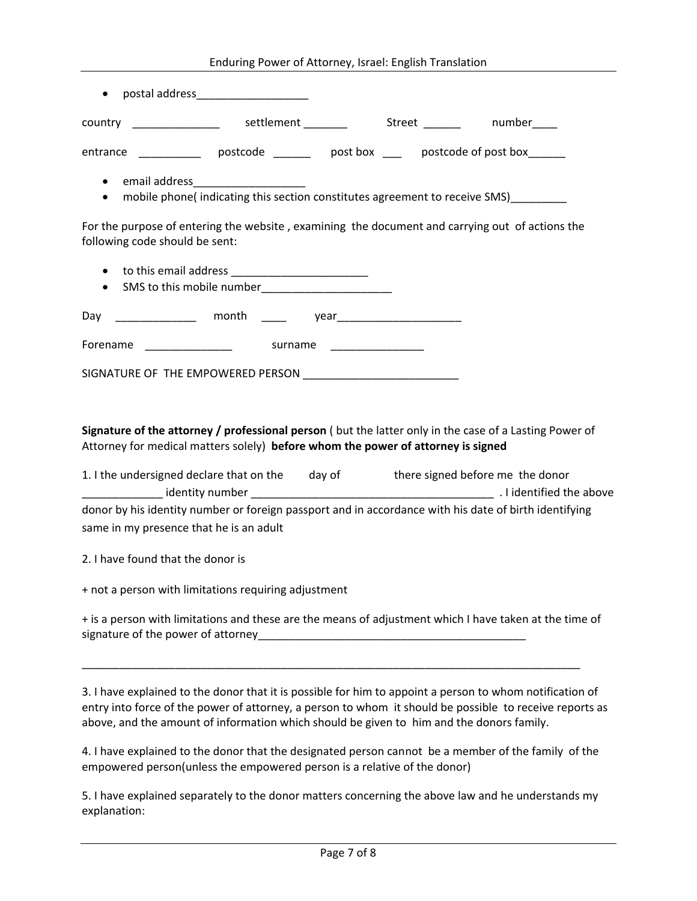- postal address__________________

country ______________ settlement _______ Street ______ number____

entrance __________ postcode ______ post box ___ postcode of post box______

- email address__________________
- mobile phone( indicating this section constitutes agreement to receive SMS)_________

For the purpose of entering the website , examining the document and carrying out of actions the following code should be sent:

- to this email address ______________________
- SMS to this mobile number_____________________

Day _____________ month ____ year____________________

Forename ______________ surname _______________

SIGNATURE OF THE EMPOWERED PERSON _________________________

**Signature of the attorney / professional person** ( but the latter only in the case of a Lasting Power of Attorney for medical matters solely) **before whom the power of attorney is signed**

1. I the undersigned declare that on the day of there signed before me the donor _____________ identity number ________________________________________ . I identified the above donor by his identity number or foreign passport and in accordance with his date of birth identifying same in my presence that he is an adult

2. I have found that the donor is

+ not a person with limitations requiring adjustment

+ is a person with limitations and these are the means of adjustment which I have taken at the time of signature of the power of attorney_____________________________________________

_____________________________________________________________________________________

3. I have explained to the donor that it is possible for him to appoint a person to whom notification of entry into force of the power of attorney, a person to whom it should be possible to receive reports as above, and the amount of information which should be given to him and the donors family.

4. I have explained to the donor that the designated person cannot be a member of the family of the empowered person(unless the empowered person is a relative of the donor)

5. I have explained separately to the donor matters concerning the above law and he understands my explanation: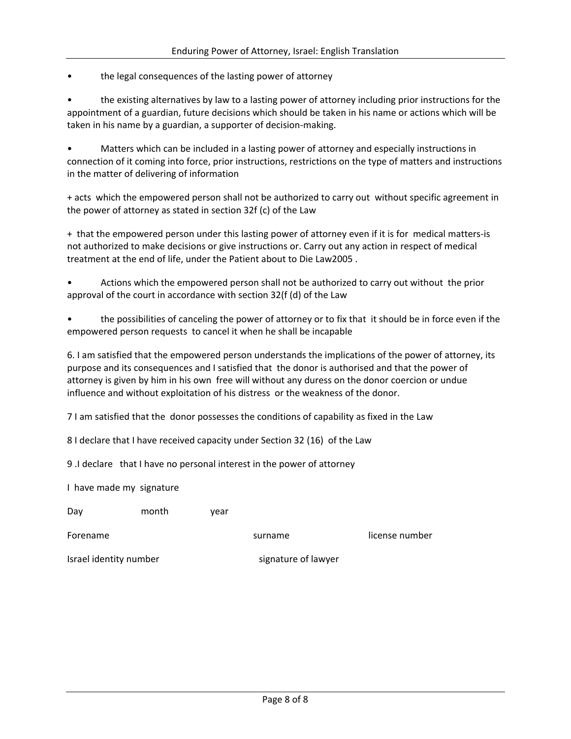- the legal consequences of the lasting power of attorney
- the existing alternatives by law to a lasting power of attorney including prior instructions for the appointment of a guardian, future decisions which should be taken in his name or actions which will be taken in his name by a guardian, a supporter of decision-making.
- Matters which can be included in a lasting power of attorney and especially instructions in connection of it coming into force, prior instructions, restrictions on the type of matters and instructions in the matter of delivering of information

+ acts which the empowered person shall not be authorized to carry out without specific agreement in the power of attorney as stated in section 32f (c) of the Law

+ that the empowered person under this lasting power of attorney even if it is for medical matters-is not authorized to make decisions or give instructions or. Carry out any action in respect of medical treatment at the end of life, under the Patient about to Die Law2005 .

- Actions which the empowered person shall not be authorized to carry out without the prior approval of the court in accordance with section 32(f (d) of the Law
- the possibilities of canceling the power of attorney or to fix that it should be in force even if the empowered person requests to cancel it when he shall be incapable

6. I am satisfied that the empowered person understands the implications of the power of attorney, its purpose and its consequences and I satisfied that the donor is authorised and that the power of attorney is given by him in his own free will without any duress on the donor coercion or undue influence and without exploitation of his distress or the weakness of the donor.

7 I am satisfied that the donor possesses the conditions of capability as fixed in the Law

8 I declare that I have received capacity under Section 32 (16) of the Law

9 .I declare that I have no personal interest in the power of attorney

I have made my signature

Day month year

Forename surname license number

Israel identity number signature of lawyer